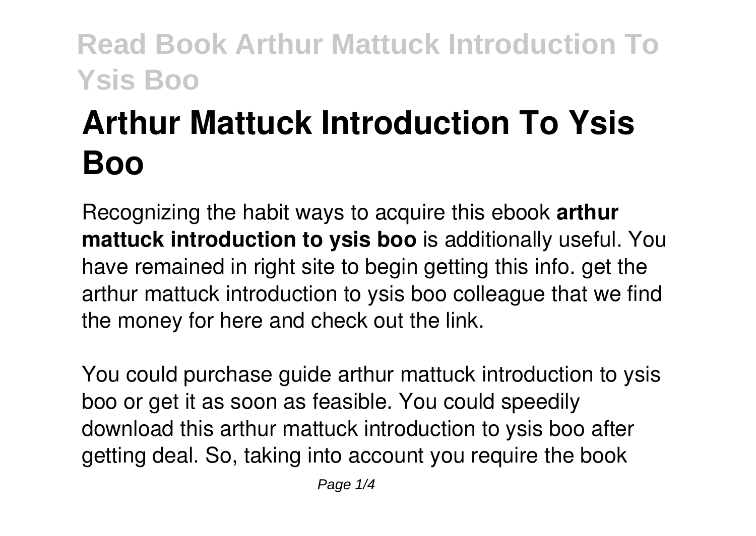# Arthur Mattuck Introduction To Ysis Boo

Recognizing the habit ways to acquire this ebook **arthur mattuck introduction to ysis boo** is additionally useful. You have remained in right site to begin getting this info. get the arthur mattuck introduction to ysis boo colleague that we find the money for here and check out the link.

You could purchase guide arthur mattuck introduction to ysis boo or get it as soon as feasible. You could speedily download this arthur mattuck introduction to ysis boo after getting deal. So, taking into account you require the book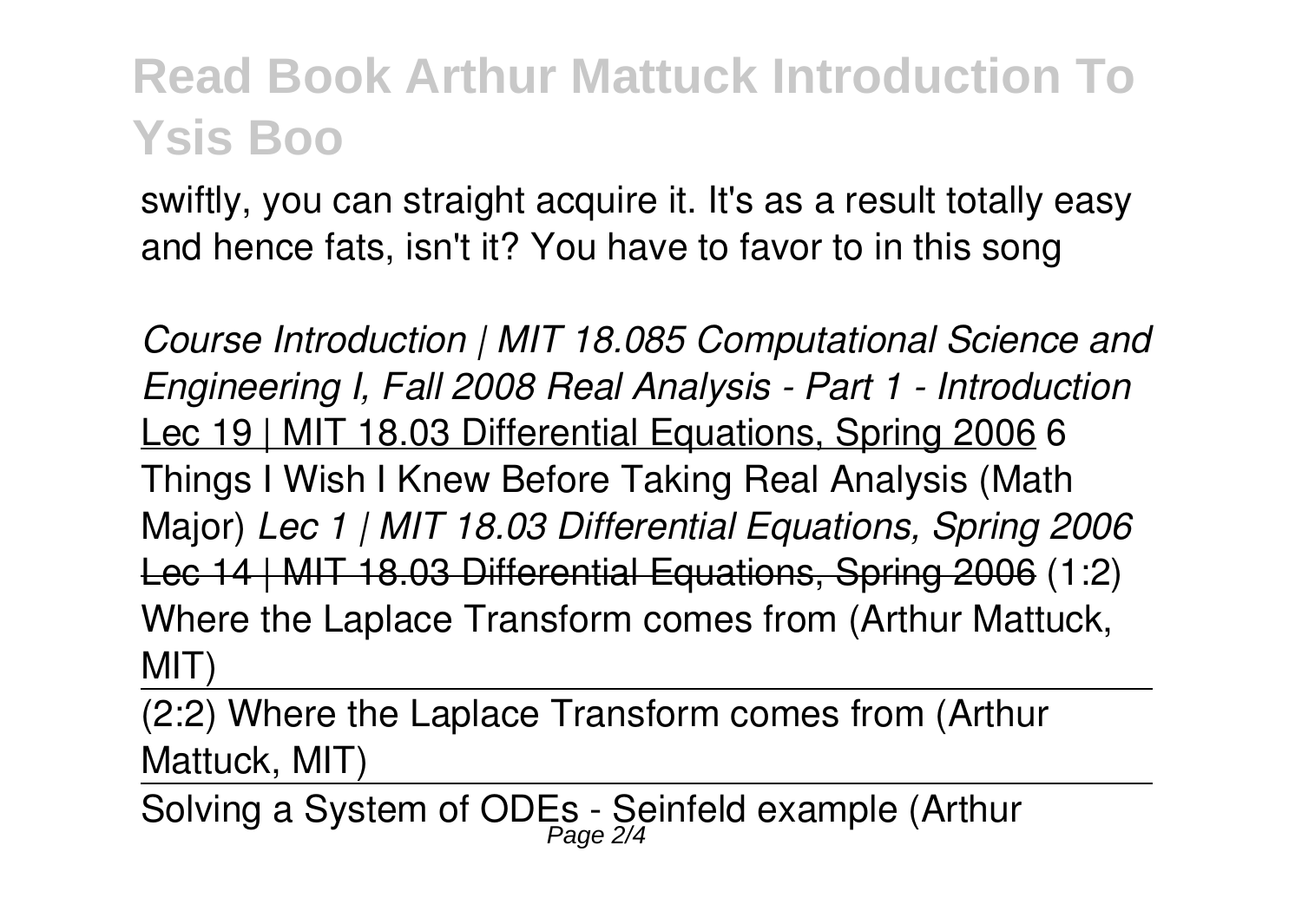swiftly, you can straight acquire it. It's as a result totally easy and hence fats, isn't it? You have to favor to in this song

*Course Introduction | MIT 18.085 Computational Science and Engineering I, Fall 2008 Real Analysis - Part 1 - Introduction* Lec 19 | MIT 18.03 Differential Equations, Spring 2006 6 Things I Wish I Knew Before Taking Real Analysis (Math Major) *Lec 1 | MIT 18.03 Differential Equations, Spring 2006* ~~Lec 14 | MIT 18.03 Differential Equations, Spring 2006~~ (1:2) Where the Laplace Transform comes from (Arthur Mattuck, MIT)

(2:2) Where the Laplace Transform comes from (Arthur Mattuck, MIT)

Solving a System of ODEs - Seinfeld example (Arthur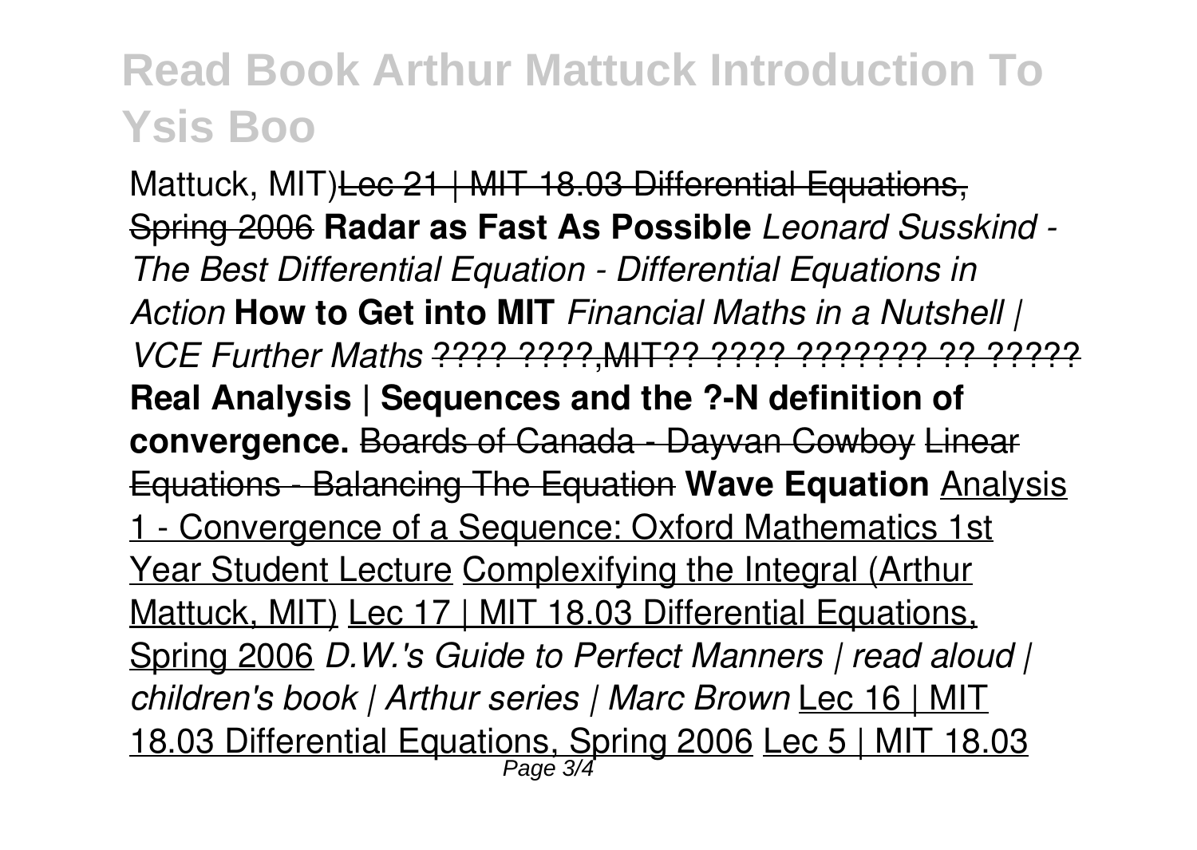Mattuck, MIT)~~Lec 21 | MIT 18.03 Differential Equations, Spring 2006~~ **Radar as Fast As Possible** *Leonard Susskind - The Best Differential Equation - Differential Equations in Action* **How to Get into MIT** *Financial Maths in a Nutshell | VCE Further Maths* ~~???? ????,MIT?? ???? ??????? ?? ?????~~ **Real Analysis | Sequences and the ?-N definition of convergence.** ~~Boards of Canada - Dayvan Cowboy~~ ~~Linear Equations - Balancing The Equation~~ **Wave Equation** Analysis 1 - Convergence of a Sequence: Oxford Mathematics 1st Year Student Lecture Complexifying the Integral (Arthur Mattuck, MIT) Lec 17 | MIT 18.03 Differential Equations, Spring 2006 *D.W.'s Guide to Perfect Manners | read aloud | children's book | Arthur series | Marc Brown* Lec 16 | MIT 18.03 Differential Equations, Spring 2006 Lec 5 | MIT 18.03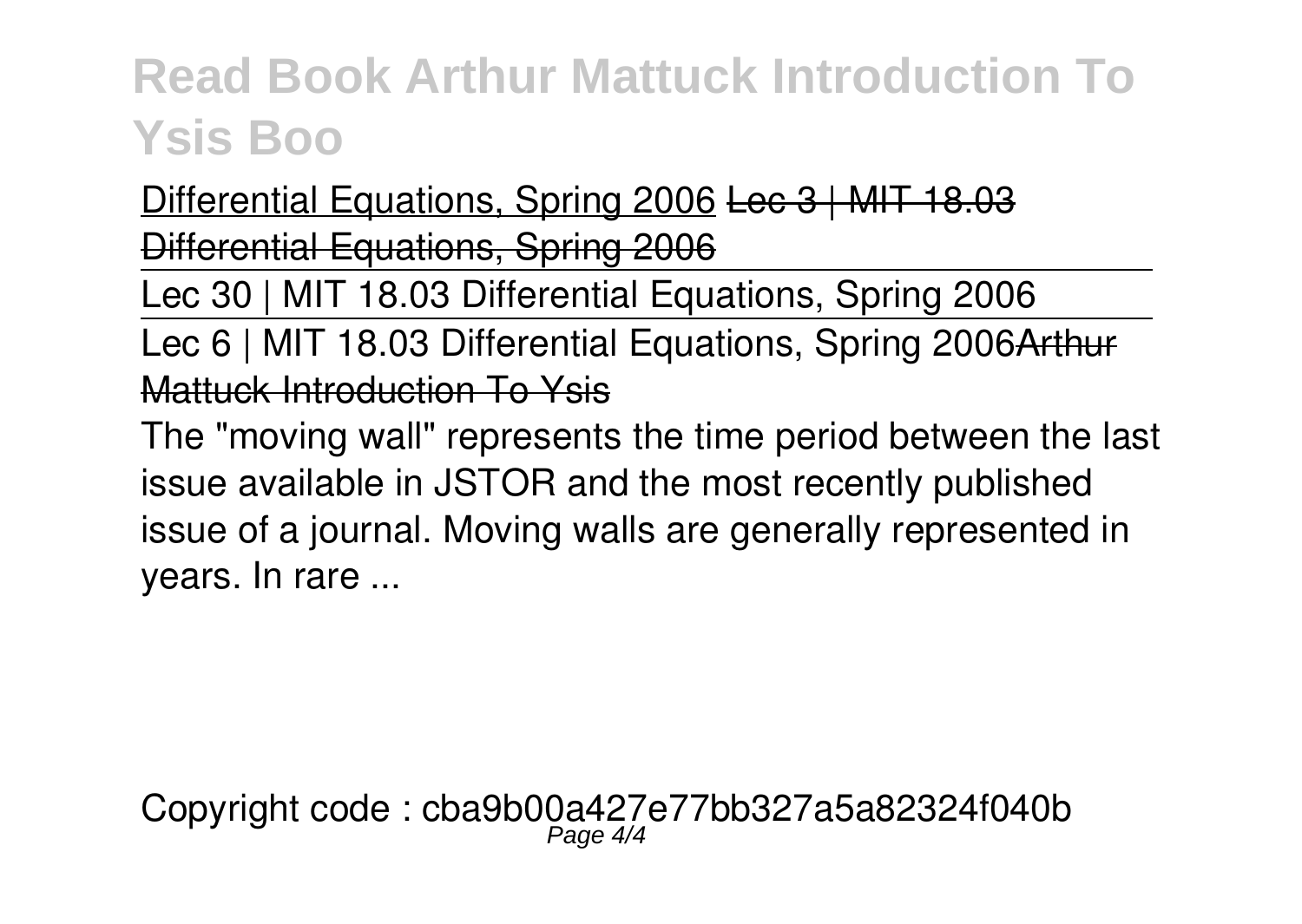Differential Equations, Spring 2006 ~~Lec 3 | MIT 18.03 Differential Equations, Spring 2006~~

Lec 30 | MIT 18.03 Differential Equations, Spring 2006

Lec 6 | MIT 18.03 Differential Equations, Spring 2006~~Arthur Mattuck Introduction To Ysis~~

The "moving wall" represents the time period between the last issue available in JSTOR and the most recently published issue of a journal. Moving walls are generally represented in years. In rare ...

Copyright code : cba9b00a427e77bb327a5a82324f040b